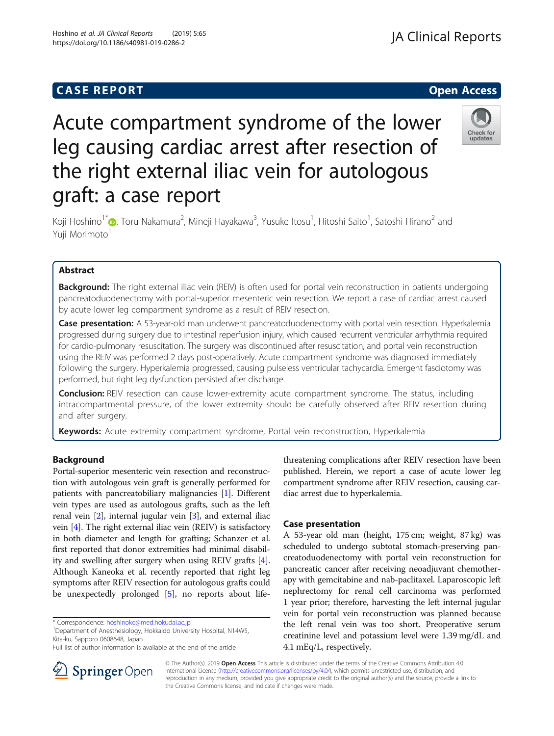CASE REPORT

Open Access

# Acute compartment syndrome of the lower leg causing cardiac arrest after resection of the right external iliac vein for autologous graft: a case report

Koji Hoshino[1*], Toru Nakamura[2], Mineji Hayakawa[3], Yusuke Itosu[1], Hitoshi Saito[1], Satoshi Hirano[2] and Yuji Morimoto[1]

## Abstract

**Background:** The right external iliac vein (REIV) is often used for portal vein reconstruction in patients undergoing pancreatoduodenectomy with portal-superior mesenteric vein resection. We report a case of cardiac arrest caused by acute lower leg compartment syndrome as a result of REIV resection.

**Case presentation:** A 53-year-old man underwent pancreatoduodenectomy with portal vein resection. Hyperkalemia progressed during surgery due to intestinal reperfusion injury, which caused recurrent ventricular arrhythmia required for cardio-pulmonary resuscitation. The surgery was discontinued after resuscitation, and portal vein reconstruction using the REIV was performed 2 days post-operatively. Acute compartment syndrome was diagnosed immediately following the surgery. Hyperkalemia progressed, causing pulseless ventricular tachycardia. Emergent fasciotomy was performed, but right leg dysfunction persisted after discharge.

**Conclusion:** REIV resection can cause lower-extremity acute compartment syndrome. The status, including intracompartmental pressure, of the lower extremity should be carefully observed after REIV resection during and after surgery.

**Keywords:** Acute extremity compartment syndrome, Portal vein reconstruction, Hyperkalemia

## Background

Portal-superior mesenteric vein resection and reconstruction with autologous vein graft is generally performed for patients with pancreatobiliary malignancies [1]. Different vein types are used as autologous grafts, such as the left renal vein [2], internal jugular vein [3], and external iliac vein [4]. The right external iliac vein (REIV) is satisfactory in both diameter and length for grafting; Schanzer et al. first reported that donor extremities had minimal disability and swelling after surgery when using REIV grafts [4]. Although Kaneoka et al. recently reported that right leg symptoms after REIV resection for autologous grafts could be unexpectedly prolonged [5], no reports about life-threatening complications after REIV resection have been published. Herein, we report a case of acute lower leg compartment syndrome after REIV resection, causing cardiac arrest due to hyperkalemia.

## Case presentation

A 53-year old man (height, 175 cm; weight, 87 kg) was scheduled to undergo subtotal stomach-preserving pancreatoduodenectomy with portal vein reconstruction for pancreatic cancer after receiving neoadjuvant chemotherapy with gemcitabine and nab-paclitaxel. Laparoscopic left nephrectomy for renal cell carcinoma was performed 1 year prior; therefore, harvesting the left internal jugular vein for portal vein reconstruction was planned because the left renal vein was too short. Preoperative serum creatinine level and potassium level were 1.39 mg/dL and 4.1 mEq/L, respectively.

\* Correspondence: hoshinoko@med.hokudai.ac.jp
[1]Department of Anesthesiology, Hokkaido University Hospital, N14W5, Kita-ku, Sapporo 0608648, Japan
Full list of author information is available at the end of the article

© The Author(s). 2019 **Open Access** This article is distributed under the terms of the Creative Commons Attribution 4.0 International License (http://creativecommons.org/licenses/by/4.0/), which permits unrestricted use, distribution, and reproduction in any medium, provided you give appropriate credit to the original author(s) and the source, provide a link to the Creative Commons license, and indicate if changes were made.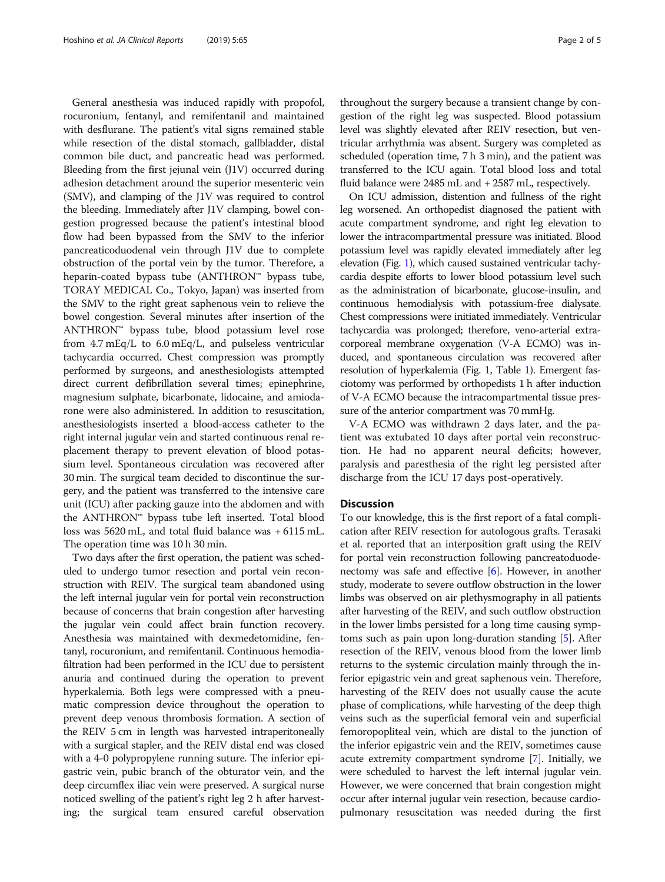General anesthesia was induced rapidly with propofol, rocuronium, fentanyl, and remifentanil and maintained with desflurane. The patient's vital signs remained stable while resection of the distal stomach, gallbladder, distal common bile duct, and pancreatic head was performed. Bleeding from the first jejunal vein (J1V) occurred during adhesion detachment around the superior mesenteric vein (SMV), and clamping of the J1V was required to control the bleeding. Immediately after J1V clamping, bowel congestion progressed because the patient's intestinal blood flow had been bypassed from the SMV to the inferior pancreaticoduodenal vein through J1V due to complete obstruction of the portal vein by the tumor. Therefore, a heparin-coated bypass tube (ANTHRON™ bypass tube, TORAY MEDICAL Co., Tokyo, Japan) was inserted from the SMV to the right great saphenous vein to relieve the bowel congestion. Several minutes after insertion of the ANTHRON™ bypass tube, blood potassium level rose from 4.7 mEq/L to 6.0 mEq/L, and pulseless ventricular tachycardia occurred. Chest compression was promptly performed by surgeons, and anesthesiologists attempted direct current defibrillation several times; epinephrine, magnesium sulphate, bicarbonate, lidocaine, and amiodarone were also administered. In addition to resuscitation, anesthesiologists inserted a blood-access catheter to the right internal jugular vein and started continuous renal replacement therapy to prevent elevation of blood potassium level. Spontaneous circulation was recovered after 30 min. The surgical team decided to discontinue the surgery, and the patient was transferred to the intensive care unit (ICU) after packing gauze into the abdomen and with the ANTHRON™ bypass tube left inserted. Total blood loss was 5620 mL, and total fluid balance was + 6115 mL. The operation time was 10 h 30 min.

Two days after the first operation, the patient was scheduled to undergo tumor resection and portal vein reconstruction with REIV. The surgical team abandoned using the left internal jugular vein for portal vein reconstruction because of concerns that brain congestion after harvesting the jugular vein could affect brain function recovery. Anesthesia was maintained with dexmedetomidine, fentanyl, rocuronium, and remifentanil. Continuous hemodiafiltration had been performed in the ICU due to persistent anuria and continued during the operation to prevent hyperkalemia. Both legs were compressed with a pneumatic compression device throughout the operation to prevent deep venous thrombosis formation. A section of the REIV 5 cm in length was harvested intraperitoneally with a surgical stapler, and the REIV distal end was closed with a 4-0 polypropylene running suture. The inferior epigastric vein, pubic branch of the obturator vein, and the deep circumflex iliac vein were preserved. A surgical nurse noticed swelling of the patient's right leg 2 h after harvesting; the surgical team ensured careful observation throughout the surgery because a transient change by congestion of the right leg was suspected. Blood potassium level was slightly elevated after REIV resection, but ventricular arrhythmia was absent. Surgery was completed as scheduled (operation time, 7 h 3 min), and the patient was transferred to the ICU again. Total blood loss and total fluid balance were 2485 mL and + 2587 mL, respectively.

On ICU admission, distention and fullness of the right leg worsened. An orthopedist diagnosed the patient with acute compartment syndrome, and right leg elevation to lower the intracompartmental pressure was initiated. Blood potassium level was rapidly elevated immediately after leg elevation (Fig. 1), which caused sustained ventricular tachycardia despite efforts to lower blood potassium level such as the administration of bicarbonate, glucose-insulin, and continuous hemodialysis with potassium-free dialysate. Chest compressions were initiated immediately. Ventricular tachycardia was prolonged; therefore, veno-arterial extracorporeal membrane oxygenation (V-A ECMO) was induced, and spontaneous circulation was recovered after resolution of hyperkalemia (Fig. 1, Table 1). Emergent fasciotomy was performed by orthopedists 1 h after induction of V-A ECMO because the intracompartmental tissue pressure of the anterior compartment was 70 mmHg.

V-A ECMO was withdrawn 2 days later, and the patient was extubated 10 days after portal vein reconstruction. He had no apparent neural deficits; however, paralysis and paresthesia of the right leg persisted after discharge from the ICU 17 days post-operatively.

## Discussion

To our knowledge, this is the first report of a fatal complication after REIV resection for autologous grafts. Terasaki et al. reported that an interposition graft using the REIV for portal vein reconstruction following pancreatoduodenectomy was safe and effective [6]. However, in another study, moderate to severe outflow obstruction in the lower limbs was observed on air plethysmography in all patients after harvesting of the REIV, and such outflow obstruction in the lower limbs persisted for a long time causing symptoms such as pain upon long-duration standing [5]. After resection of the REIV, venous blood from the lower limb returns to the systemic circulation mainly through the inferior epigastric vein and great saphenous vein. Therefore, harvesting of the REIV does not usually cause the acute phase of complications, while harvesting of the deep thigh veins such as the superficial femoral vein and superficial femoropopliteal vein, which are distal to the junction of the inferior epigastric vein and the REIV, sometimes cause acute extremity compartment syndrome [7]. Initially, we were scheduled to harvest the left internal jugular vein. However, we were concerned that brain congestion might occur after internal jugular vein resection, because cardiopulmonary resuscitation was needed during the first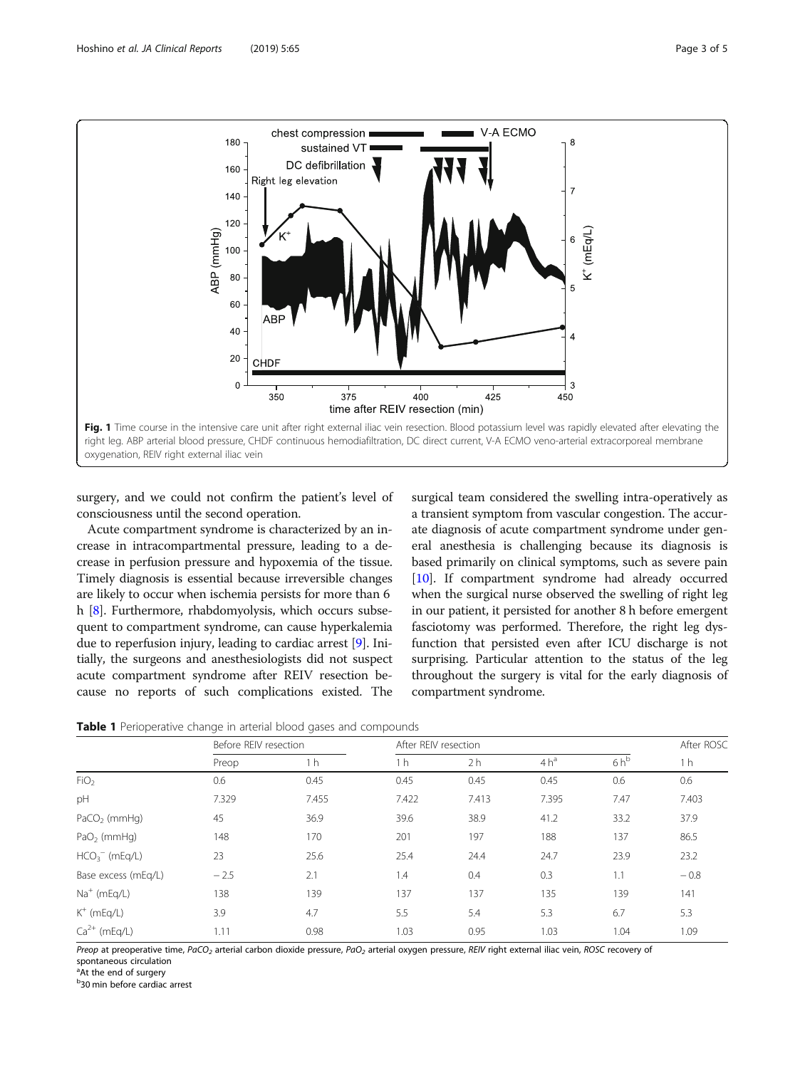Fig. 1 Time course in the intensive care unit after right external iliac vein resection. Blood potassium level was rapidly elevated after elevating the right leg. ABP arterial blood pressure, CHDF continuous hemodiafiltration, DC direct current, V-A ECMO veno-arterial extracorporeal membrane oxygenation, REIV right external iliac vein

surgery, and we could not confirm the patient's level of consciousness until the second operation.

Acute compartment syndrome is characterized by an increase in intracompartmental pressure, leading to a decrease in perfusion pressure and hypoxemia of the tissue. Timely diagnosis is essential because irreversible changes are likely to occur when ischemia persists for more than 6 h [8]. Furthermore, rhabdomyolysis, which occurs subsequent to compartment syndrome, can cause hyperkalemia due to reperfusion injury, leading to cardiac arrest [9]. Initially, the surgeons and anesthesiologists did not suspect acute compartment syndrome after REIV resection because no reports of such complications existed. The surgical team considered the swelling intra-operatively as a transient symptom from vascular congestion. The accurate diagnosis of acute compartment syndrome under general anesthesia is challenging because its diagnosis is based primarily on clinical symptoms, such as severe pain [10]. If compartment syndrome had already occurred when the surgical nurse observed the swelling of right leg in our patient, it persisted for another 8 h before emergent fasciotomy was performed. Therefore, the right leg dysfunction that persisted even after ICU discharge is not surprising. Particular attention to the status of the leg throughout the surgery is vital for the early diagnosis of compartment syndrome.

**Table 1** Perioperative change in arterial blood gases and compounds

| | Before REIV resection | | After REIV resection | | | | After ROSC |
|---|---|---|---|---|---|---|---|
| | Preop | 1 h | 1 h | 2 h | 4 h[a] | 6 h[b] | 1 h |
| $FiO_2$ | 0.6 | 0.45 | 0.45 | 0.45 | 0.45 | 0.6 | 0.6 |
| pH | 7.329 | 7.455 | 7.422 | 7.413 | 7.395 | 7.47 | 7.403 |
| $PaCO_2$ (mmHg) | 45 | 36.9 | 39.6 | 38.9 | 41.2 | 33.2 | 37.9 |
| $PaO_2$ (mmHg) | 148 | 170 | 201 | 197 | 188 | 137 | 86.5 |
| $HCO_3^-$ (mEq/L) | 23 | 25.6 | 25.4 | 24.4 | 24.7 | 23.9 | 23.2 |
| Base excess (mEq/L) | − 2.5 | 2.1 | 1.4 | 0.4 | 0.3 | 1.1 | − 0.8 |
| $Na^+$ (mEq/L) | 138 | 139 | 137 | 137 | 135 | 139 | 141 |
| $K^+$ (mEq/L) | 3.9 | 4.7 | 5.5 | 5.4 | 5.3 | 6.7 | 5.3 |
| $Ca^{2+}$ (mEq/L) | 1.11 | 0.98 | 1.03 | 0.95 | 1.03 | 1.04 | 1.09 |

*Preop* at preoperative time, *$PaCO_2$* arterial carbon dioxide pressure, *$PaO_2$* arterial oxygen pressure, *REIV* right external iliac vein, *ROSC* recovery of spontaneous circulation

[a] At the end of surgery

[b] 30 min before cardiac arrest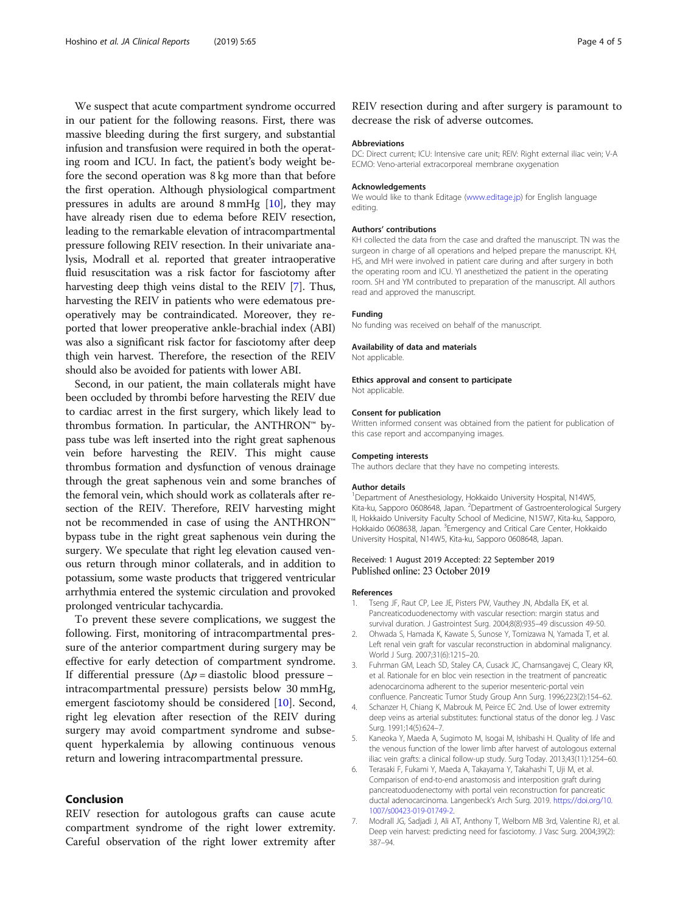We suspect that acute compartment syndrome occurred in our patient for the following reasons. First, there was massive bleeding during the first surgery, and substantial infusion and transfusion were required in both the operating room and ICU. In fact, the patient's body weight before the second operation was 8 kg more than that before the first operation. Although physiological compartment pressures in adults are around 8 mmHg [10], they may have already risen due to edema before REIV resection, leading to the remarkable elevation of intracompartmental pressure following REIV resection. In their univariate analysis, Modrall et al. reported that greater intraoperative fluid resuscitation was a risk factor for fasciotomy after harvesting deep thigh veins distal to the REIV [7]. Thus, harvesting the REIV in patients who were edematous preoperatively may be contraindicated. Moreover, they reported that lower preoperative ankle-brachial index (ABI) was also a significant risk factor for fasciotomy after deep thigh vein harvest. Therefore, the resection of the REIV should also be avoided for patients with lower ABI.

Second, in our patient, the main collaterals might have been occluded by thrombi before harvesting the REIV due to cardiac arrest in the first surgery, which likely lead to thrombus formation. In particular, the ANTHRON™ bypass tube was left inserted into the right great saphenous vein before harvesting the REIV. This might cause thrombus formation and dysfunction of venous drainage through the great saphenous vein and some branches of the femoral vein, which should work as collaterals after resection of the REIV. Therefore, REIV harvesting might not be recommended in case of using the ANTHRON™ bypass tube in the right great saphenous vein during the surgery. We speculate that right leg elevation caused venous return through minor collaterals, and in addition to potassium, some waste products that triggered ventricular arrhythmia entered the systemic circulation and provoked prolonged ventricular tachycardia.

To prevent these severe complications, we suggest the following. First, monitoring of intracompartmental pressure of the anterior compartment during surgery may be effective for early detection of compartment syndrome. If differential pressure ($\Delta p$ = diastolic blood pressure − intracompartmental pressure) persists below 30 mmHg, emergent fasciotomy should be considered [10]. Second, right leg elevation after resection of the REIV during surgery may avoid compartment syndrome and subsequent hyperkalemia by allowing continuous venous return and lowering intracompartmental pressure.

## Conclusion

REIV resection for autologous grafts can cause acute compartment syndrome of the right lower extremity. Careful observation of the right lower extremity after REIV resection during and after surgery is paramount to decrease the risk of adverse outcomes.

#### Abbreviations

DC: Direct current; ICU: Intensive care unit; REIV: Right external iliac vein; V-A ECMO: Veno-arterial extracorporeal membrane oxygenation

#### Acknowledgements

We would like to thank Editage (www.editage.jp) for English language editing.

#### Authors' contributions

KH collected the data from the case and drafted the manuscript. TN was the surgeon in charge of all operations and helped prepare the manuscript. KH, HS, and MH were involved in patient care during and after surgery in both the operating room and ICU. YI anesthetized the patient in the operating room. SH and YM contributed to preparation of the manuscript. All authors read and approved the manuscript.

#### Funding

No funding was received on behalf of the manuscript.

#### Availability of data and materials

Not applicable.

#### Ethics approval and consent to participate

Not applicable.

#### Consent for publication

Written informed consent was obtained from the patient for publication of this case report and accompanying images.

#### Competing interests

The authors declare that they have no competing interests.

#### Author details

[1]Department of Anesthesiology, Hokkaido University Hospital, N14W5, Kita-ku, Sapporo 0608648, Japan. [2]Department of Gastroenterological Surgery II, Hokkaido University Faculty School of Medicine, N15W7, Kita-ku, Sapporo, Hokkaido 0608638, Japan. [3]Emergency and Critical Care Center, Hokkaido University Hospital, N14W5, Kita-ku, Sapporo 0608648, Japan.

Received: 1 August 2019 Accepted: 22 September 2019
Published online: 23 October 2019

#### References

1. Tseng JF, Raut CP, Lee JE, Pisters PW, Vauthey JN, Abdalla EK, et al. Pancreaticoduodenectomy with vascular resection: margin status and survival duration. J Gastrointest Surg. 2004;8(8):935–49 discussion 49-50.
2. Ohwada S, Hamada K, Kawate S, Sunose Y, Tomizawa N, Yamada T, et al. Left renal vein graft for vascular reconstruction in abdominal malignancy. World J Surg. 2007;31(6):1215–20.
3. Fuhrman GM, Leach SD, Staley CA, Cusack JC, Charnsangavej C, Cleary KR, et al. Rationale for en bloc vein resection in the treatment of pancreatic adenocarcinoma adherent to the superior mesenteric-portal vein confluence. Pancreatic Tumor Study Group Ann Surg. 1996;223(2):154–62.
4. Schanzer H, Chiang K, Mabrouk M, Peirce EC 2nd. Use of lower extremity deep veins as arterial substitutes: functional status of the donor leg. J Vasc Surg. 1991;14(5):624–7.
5. Kaneoka Y, Maeda A, Sugimoto M, Isogai M, Ishibashi H. Quality of life and the venous function of the lower limb after harvest of autologous external iliac vein grafts: a clinical follow-up study. Surg Today. 2013;43(11):1254–60.
6. Terasaki F, Fukami Y, Maeda A, Takayama Y, Takahashi T, Uji M, et al. Comparison of end-to-end anastomosis and interposition graft during pancreatoduodenectomy with portal vein reconstruction for pancreatic ductal adenocarcinoma. Langenbeck's Arch Surg. 2019. https://doi.org/10.1007/s00423-019-01749-2.
7. Modrall JG, Sadjadi J, Ali AT, Anthony T, Welborn MB 3rd, Valentine RJ, et al. Deep vein harvest: predicting need for fasciotomy. J Vasc Surg. 2004;39(2):387–94.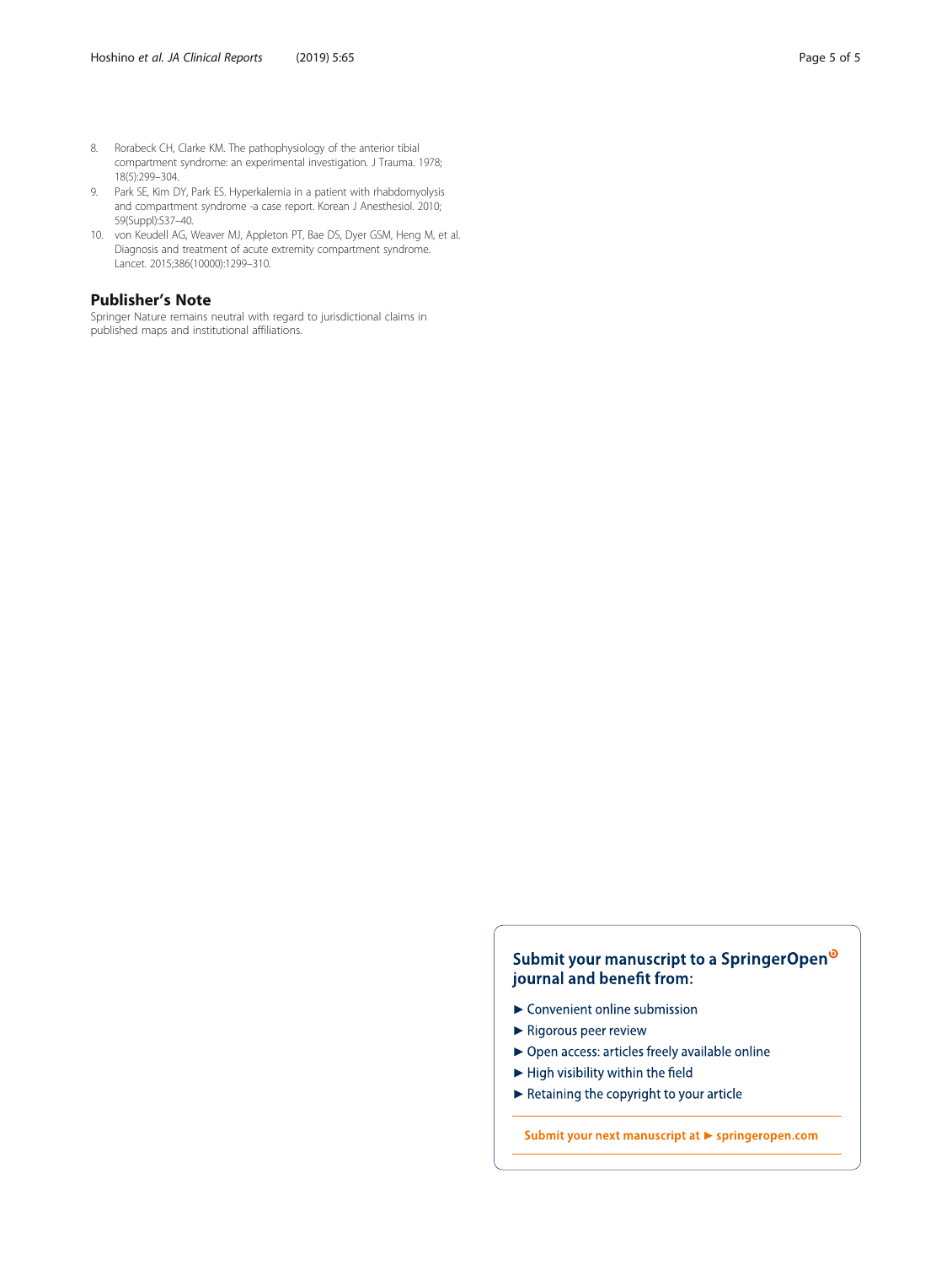8. Rorabeck CH, Clarke KM. The pathophysiology of the anterior tibial compartment syndrome: an experimental investigation. J Trauma. 1978; 18(5):299–304.
9. Park SE, Kim DY, Park ES. Hyperkalemia in a patient with rhabdomyolysis and compartment syndrome -a case report. Korean J Anesthesiol. 2010; 59(Suppl):S37–40.
10. von Keudell AG, Weaver MJ, Appleton PT, Bae DS, Dyer GSM, Heng M, et al. Diagnosis and treatment of acute extremity compartment syndrome. Lancet. 2015;386(10000):1299–310.

## Publisher's Note

Springer Nature remains neutral with regard to jurisdictional claims in published maps and institutional affiliations.

**Submit your manuscript to a SpringerOpen journal and benefit from:**

- ► Convenient online submission
- ► Rigorous peer review
- ► Open access: articles freely available online
- ► High visibility within the field
- ► Retaining the copyright to your article

**Submit your next manuscript at ► springeropen.com**